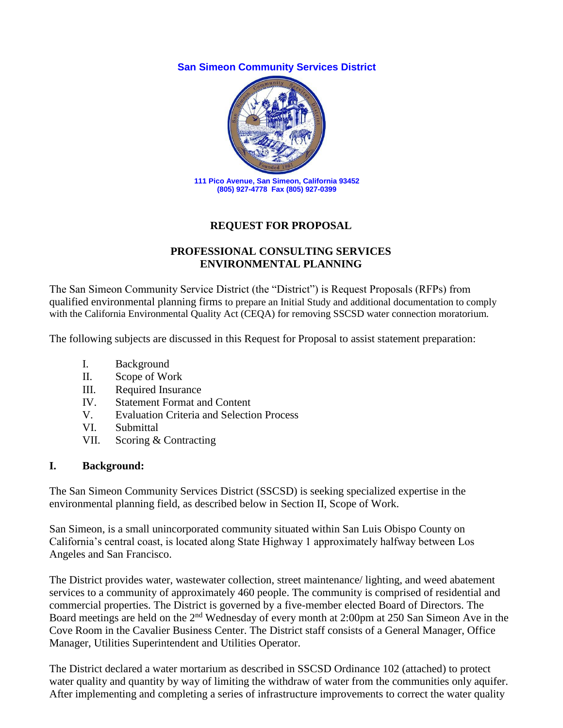**San Simeon Community Services District**

111 Pico Avenue, San Simeon, California 93452
(805) 927-4778 Fax (805) 927-0399

# REQUEST FOR PROPOSAL

## PROFESSIONAL CONSULTING SERVICES ENVIRONMENTAL PLANNING

The San Simeon Community Service District (the "District") is Request Proposals (RFPs) from qualified environmental planning firms to prepare an Initial Study and additional documentation to comply with the California Environmental Quality Act (CEQA) for removing SSCSD water connection moratorium.

The following subjects are discussed in this Request for Proposal to assist statement preparation:

- I. Background
- II. Scope of Work
- III. Required Insurance
- IV. Statement Format and Content
- V. Evaluation Criteria and Selection Process
- VI. Submittal
- VII. Scoring & Contracting

## I. Background:

The San Simeon Community Services District (SSCSD) is seeking specialized expertise in the environmental planning field, as described below in Section II, Scope of Work.

San Simeon, is a small unincorporated community situated within San Luis Obispo County on California's central coast, is located along State Highway 1 approximately halfway between Los Angeles and San Francisco.

The District provides water, wastewater collection, street maintenance/ lighting, and weed abatement services to a community of approximately 460 people. The community is comprised of residential and commercial properties. The District is governed by a five-member elected Board of Directors. The Board meetings are held on the 2nd Wednesday of every month at 2:00pm at 250 San Simeon Ave in the Cove Room in the Cavalier Business Center. The District staff consists of a General Manager, Office Manager, Utilities Superintendent and Utilities Operator.

The District declared a water mortarium as described in SSCSD Ordinance 102 (attached) to protect water quality and quantity by way of limiting the withdraw of water from the communities only aquifer. After implementing and completing a series of infrastructure improvements to correct the water quality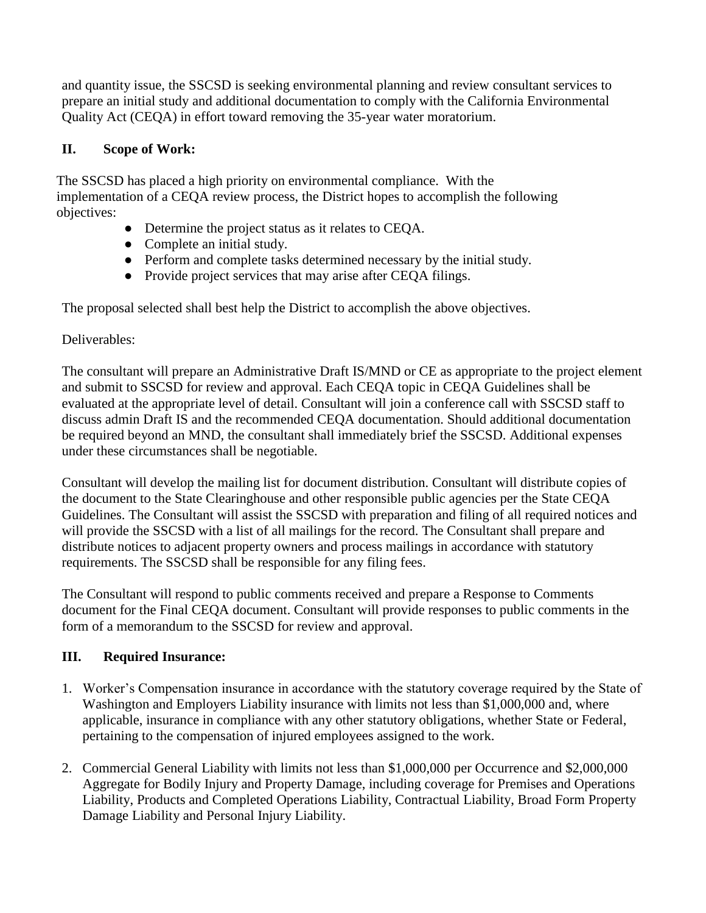and quantity issue, the SSCSD is seeking environmental planning and review consultant services to prepare an initial study and additional documentation to comply with the California Environmental Quality Act (CEQA) in effort toward removing the 35-year water moratorium.

## II. Scope of Work:

The SSCSD has placed a high priority on environmental compliance. With the implementation of a CEQA review process, the District hopes to accomplish the following objectives:

- Determine the project status as it relates to CEQA.
- Complete an initial study.
- Perform and complete tasks determined necessary by the initial study.
- Provide project services that may arise after CEQA filings.

The proposal selected shall best help the District to accomplish the above objectives.

Deliverables:

The consultant will prepare an Administrative Draft IS/MND or CE as appropriate to the project element and submit to SSCSD for review and approval. Each CEQA topic in CEQA Guidelines shall be evaluated at the appropriate level of detail. Consultant will join a conference call with SSCSD staff to discuss admin Draft IS and the recommended CEQA documentation. Should additional documentation be required beyond an MND, the consultant shall immediately brief the SSCSD. Additional expenses under these circumstances shall be negotiable.

Consultant will develop the mailing list for document distribution. Consultant will distribute copies of the document to the State Clearinghouse and other responsible public agencies per the State CEQA Guidelines. The Consultant will assist the SSCSD with preparation and filing of all required notices and will provide the SSCSD with a list of all mailings for the record. The Consultant shall prepare and distribute notices to adjacent property owners and process mailings in accordance with statutory requirements. The SSCSD shall be responsible for any filing fees.

The Consultant will respond to public comments received and prepare a Response to Comments document for the Final CEQA document. Consultant will provide responses to public comments in the form of a memorandum to the SSCSD for review and approval.

## III. Required Insurance:

1. Worker's Compensation insurance in accordance with the statutory coverage required by the State of Washington and Employers Liability insurance with limits not less than $1,000,000 and, where applicable, insurance in compliance with any other statutory obligations, whether State or Federal, pertaining to the compensation of injured employees assigned to the work.

2. Commercial General Liability with limits not less than $1,000,000 per Occurrence and $2,000,000 Aggregate for Bodily Injury and Property Damage, including coverage for Premises and Operations Liability, Products and Completed Operations Liability, Contractual Liability, Broad Form Property Damage Liability and Personal Injury Liability.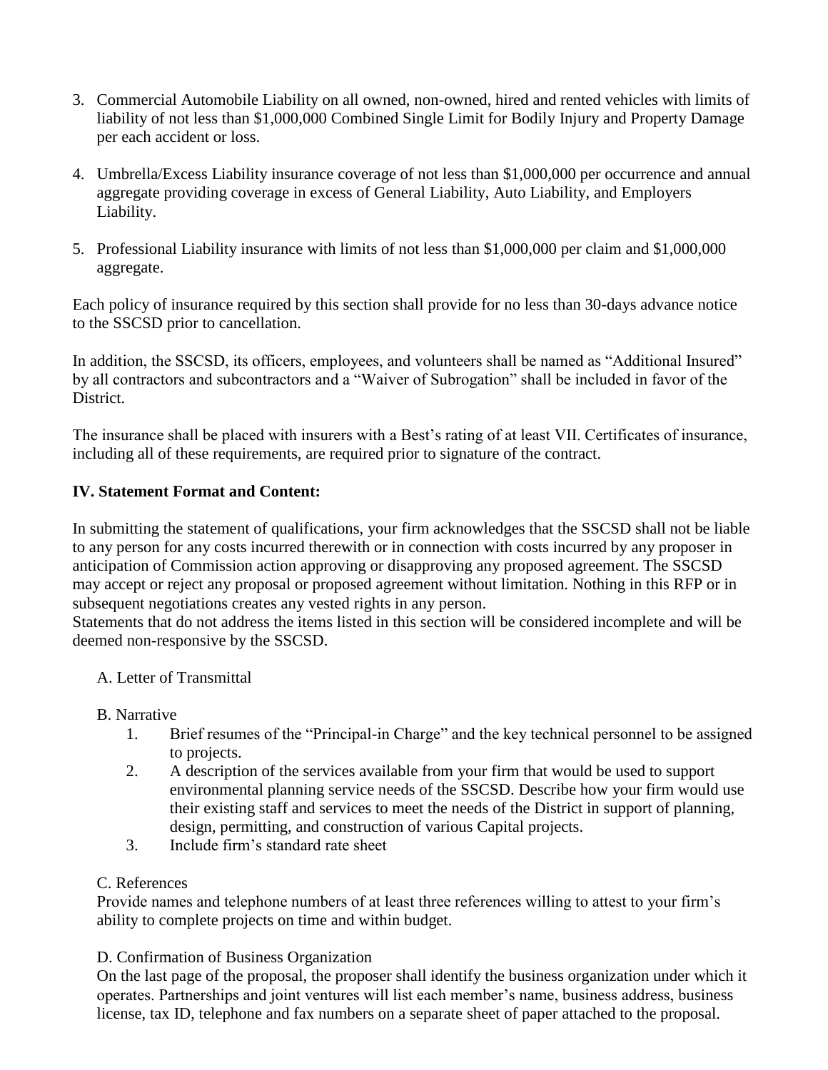3. Commercial Automobile Liability on all owned, non-owned, hired and rented vehicles with limits of liability of not less than $1,000,000 Combined Single Limit for Bodily Injury and Property Damage per each accident or loss.

4. Umbrella/Excess Liability insurance coverage of not less than $1,000,000 per occurrence and annual aggregate providing coverage in excess of General Liability, Auto Liability, and Employers Liability.

5. Professional Liability insurance with limits of not less than $1,000,000 per claim and $1,000,000 aggregate.

Each policy of insurance required by this section shall provide for no less than 30-days advance notice to the SSCSD prior to cancellation.

In addition, the SSCSD, its officers, employees, and volunteers shall be named as "Additional Insured" by all contractors and subcontractors and a "Waiver of Subrogation" shall be included in favor of the District.

The insurance shall be placed with insurers with a Best's rating of at least VII. Certificates of insurance, including all of these requirements, are required prior to signature of the contract.

**IV. Statement Format and Content:**

In submitting the statement of qualifications, your firm acknowledges that the SSCSD shall not be liable to any person for any costs incurred therewith or in connection with costs incurred by any proposer in anticipation of Commission action approving or disapproving any proposed agreement. The SSCSD may accept or reject any proposal or proposed agreement without limitation. Nothing in this RFP or in subsequent negotiations creates any vested rights in any person.
Statements that do not address the items listed in this section will be considered incomplete and will be deemed non-responsive by the SSCSD.

A. Letter of Transmittal

B. Narrative

1. Brief resumes of the "Principal-in Charge" and the key technical personnel to be assigned to projects.
2. A description of the services available from your firm that would be used to support environmental planning service needs of the SSCSD. Describe how your firm would use their existing staff and services to meet the needs of the District in support of planning, design, permitting, and construction of various Capital projects.
3. Include firm's standard rate sheet

C. References

Provide names and telephone numbers of at least three references willing to attest to your firm's ability to complete projects on time and within budget.

D. Confirmation of Business Organization

On the last page of the proposal, the proposer shall identify the business organization under which it operates. Partnerships and joint ventures will list each member's name, business address, business license, tax ID, telephone and fax numbers on a separate sheet of paper attached to the proposal.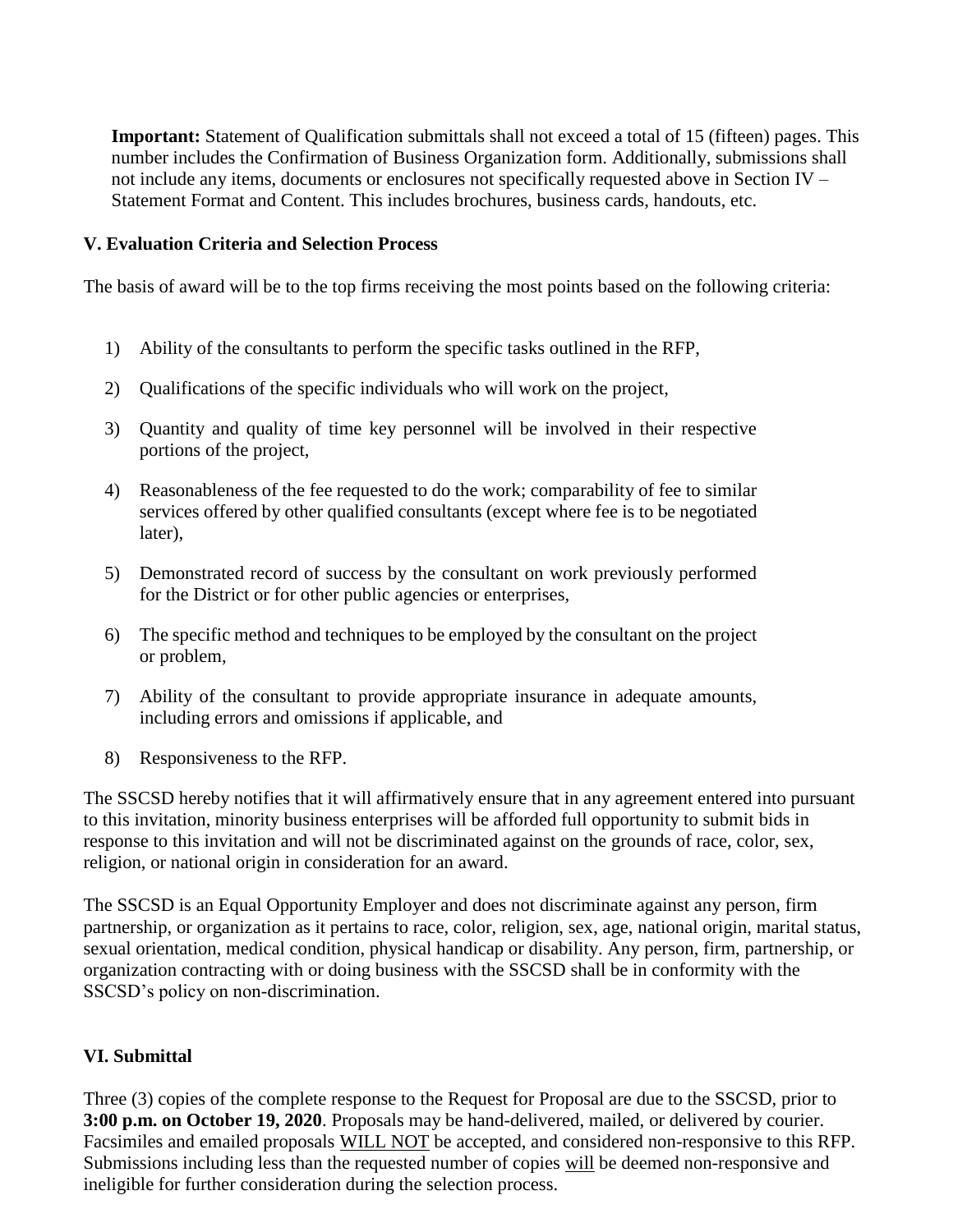**Important:** Statement of Qualification submittals shall not exceed a total of 15 (fifteen) pages. This number includes the Confirmation of Business Organization form. Additionally, submissions shall not include any items, documents or enclosures not specifically requested above in Section IV – Statement Format and Content. This includes brochures, business cards, handouts, etc.

## V. Evaluation Criteria and Selection Process

The basis of award will be to the top firms receiving the most points based on the following criteria:

1) Ability of the consultants to perform the specific tasks outlined in the RFP,
2) Qualifications of the specific individuals who will work on the project,
3) Quantity and quality of time key personnel will be involved in their respective portions of the project,
4) Reasonableness of the fee requested to do the work; comparability of fee to similar services offered by other qualified consultants (except where fee is to be negotiated later),
5) Demonstrated record of success by the consultant on work previously performed for the District or for other public agencies or enterprises,
6) The specific method and techniques to be employed by the consultant on the project or problem,
7) Ability of the consultant to provide appropriate insurance in adequate amounts, including errors and omissions if applicable, and
8) Responsiveness to the RFP.

The SSCSD hereby notifies that it will affirmatively ensure that in any agreement entered into pursuant to this invitation, minority business enterprises will be afforded full opportunity to submit bids in response to this invitation and will not be discriminated against on the grounds of race, color, sex, religion, or national origin in consideration for an award.

The SSCSD is an Equal Opportunity Employer and does not discriminate against any person, firm partnership, or organization as it pertains to race, color, religion, sex, age, national origin, marital status, sexual orientation, medical condition, physical handicap or disability. Any person, firm, partnership, or organization contracting with or doing business with the SSCSD shall be in conformity with the SSCSD's policy on non-discrimination.

## VI. Submittal

Three (3) copies of the complete response to the Request for Proposal are due to the SSCSD, prior to **3:00 p.m. on October 19, 2020**. Proposals may be hand-delivered, mailed, or delivered by courier. Facsimiles and emailed proposals WILL NOT be accepted, and considered non-responsive to this RFP. Submissions including less than the requested number of copies will be deemed non-responsive and ineligible for further consideration during the selection process.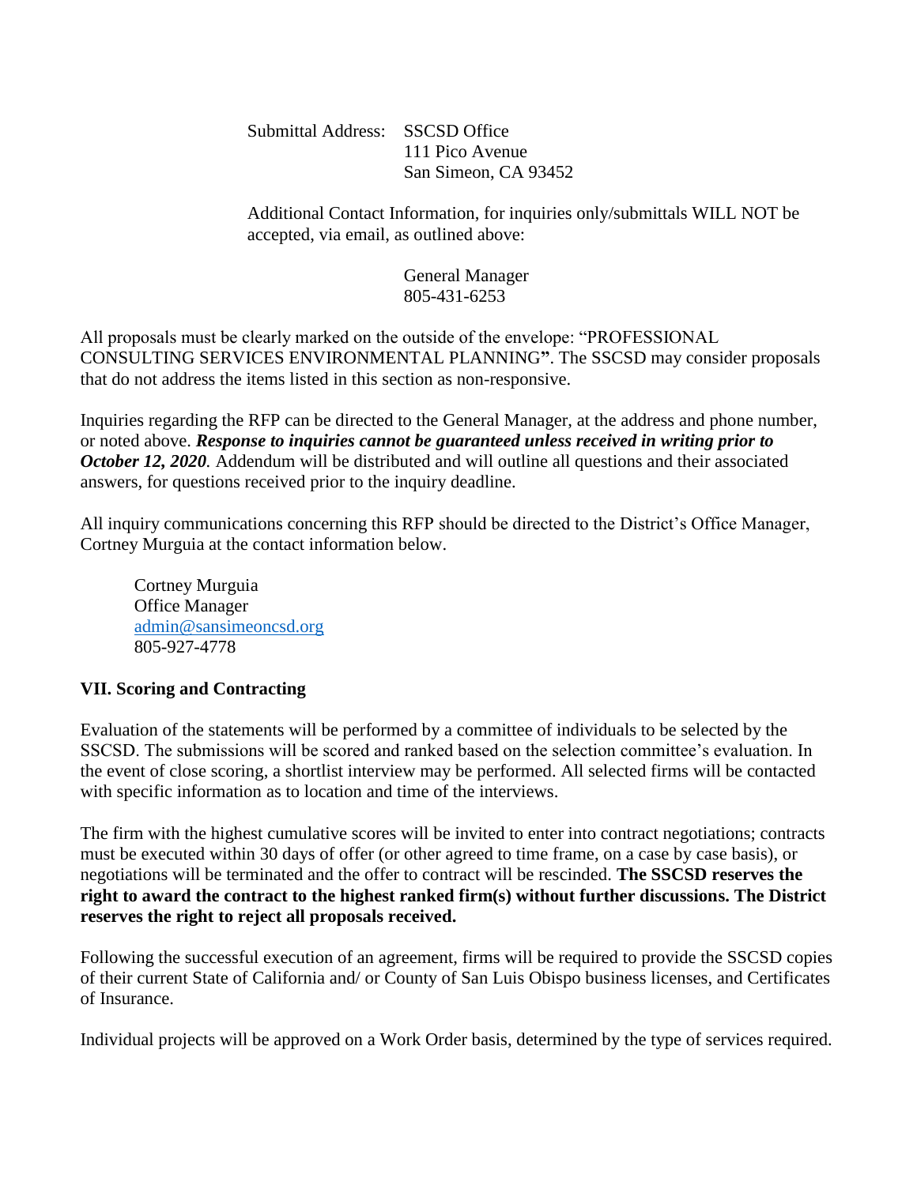Submittal Address: SSCSD Office
111 Pico Avenue
San Simeon, CA 93452

Additional Contact Information, for inquiries only/submittals WILL NOT be accepted, via email, as outlined above:

General Manager
805-431-6253

All proposals must be clearly marked on the outside of the envelope: "PROFESSIONAL CONSULTING SERVICES ENVIRONMENTAL PLANNING". The SSCSD may consider proposals that do not address the items listed in this section as non-responsive.

Inquiries regarding the RFP can be directed to the General Manager, at the address and phone number, or noted above. ***Response to inquiries cannot be guaranteed unless received in writing prior to October 12, 2020.*** Addendum will be distributed and will outline all questions and their associated answers, for questions received prior to the inquiry deadline.

All inquiry communications concerning this RFP should be directed to the District's Office Manager, Cortney Murguia at the contact information below.

Cortney Murguia
Office Manager
admin@sansimeoncsd.org
805-927-4778

## VII. Scoring and Contracting

Evaluation of the statements will be performed by a committee of individuals to be selected by the SSCSD. The submissions will be scored and ranked based on the selection committee's evaluation. In the event of close scoring, a shortlist interview may be performed. All selected firms will be contacted with specific information as to location and time of the interviews.

The firm with the highest cumulative scores will be invited to enter into contract negotiations; contracts must be executed within 30 days of offer (or other agreed to time frame, on a case by case basis), or negotiations will be terminated and the offer to contract will be rescinded. **The SSCSD reserves the right to award the contract to the highest ranked firm(s) without further discussions. The District reserves the right to reject all proposals received.**

Following the successful execution of an agreement, firms will be required to provide the SSCSD copies of their current State of California and/ or County of San Luis Obispo business licenses, and Certificates of Insurance.

Individual projects will be approved on a Work Order basis, determined by the type of services required.